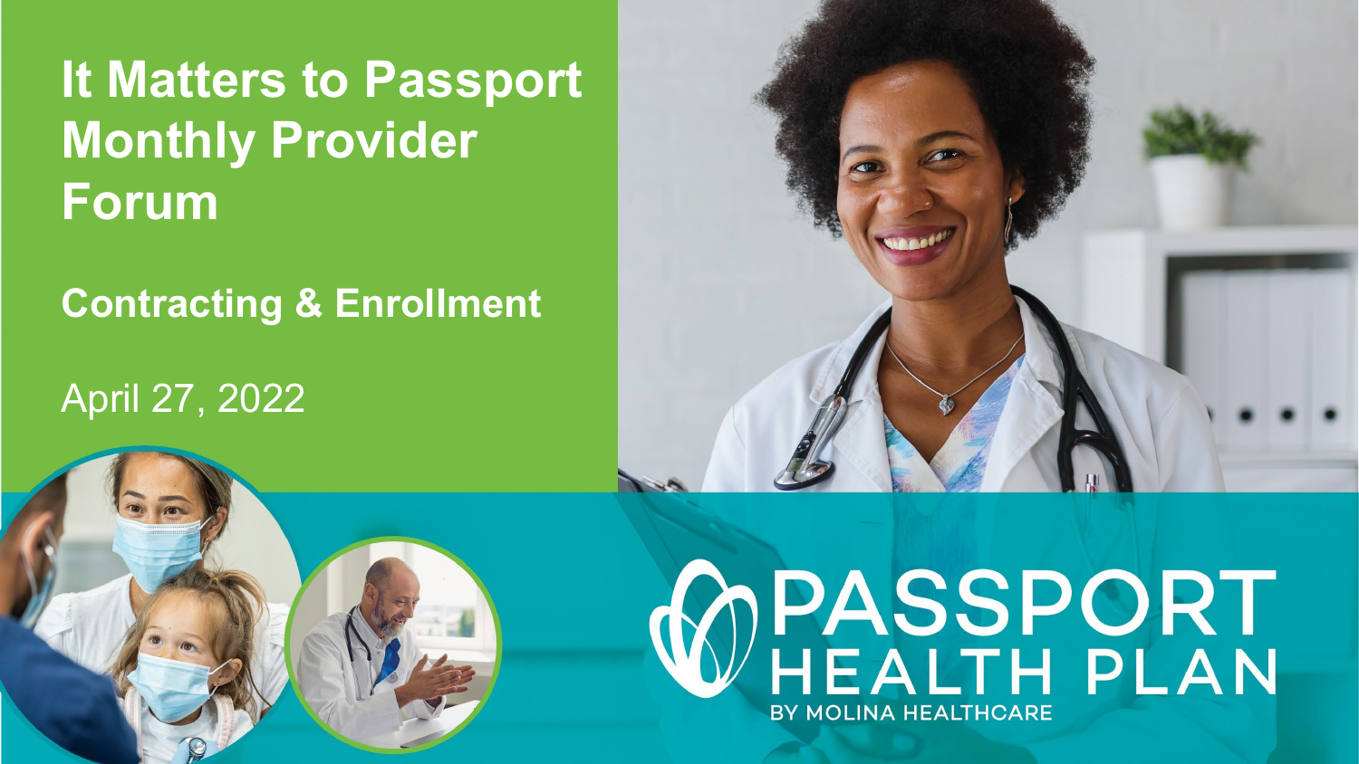# It Matters to Passport Monthly Provider Forum

## Contracting & Enrollment

April 27, 2022

PASSPORT HEALTH PLAN
BY MOLINA HEALTHCARE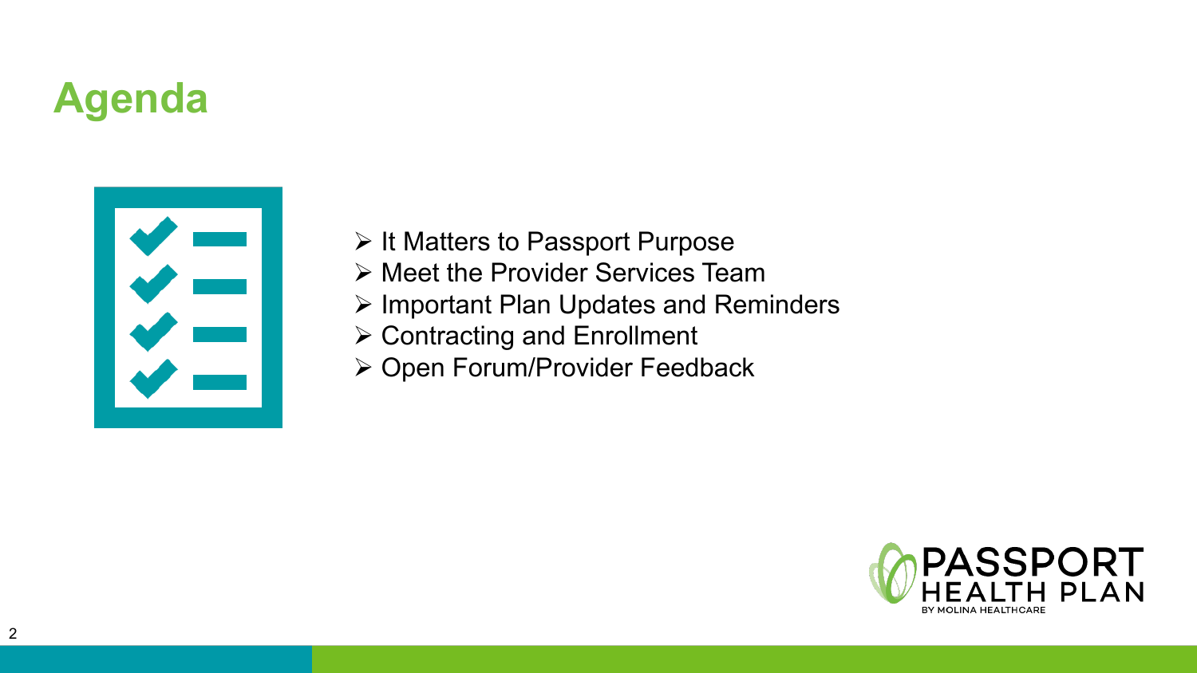# Agenda

- It Matters to Passport Purpose
- Meet the Provider Services Team
- Important Plan Updates and Reminders
- Contracting and Enrollment
- Open Forum/Provider Feedback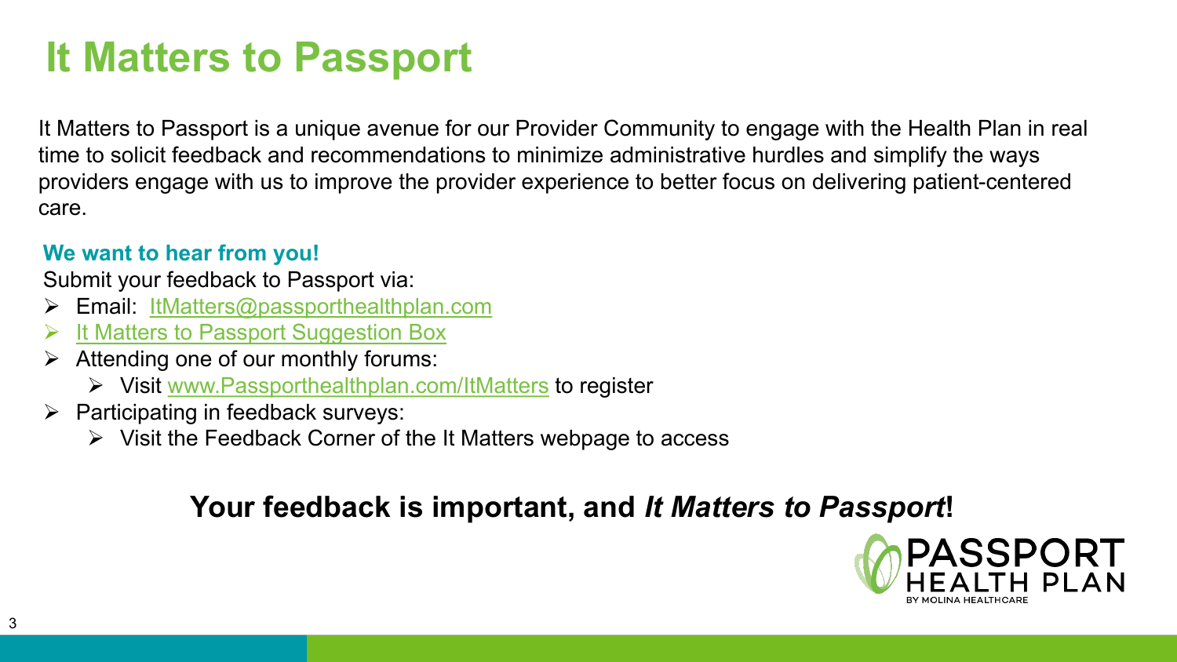# It Matters to Passport

It Matters to Passport is a unique avenue for our Provider Community to engage with the Health Plan in real time to solicit feedback and recommendations to minimize administrative hurdles and simplify the ways providers engage with us to improve the provider experience to better focus on delivering patient-centered care.

**We want to hear from you!**

Submit your feedback to Passport via:

- Email: ItMatters@passporthealthplan.com
- It Matters to Passport Suggestion Box
- Attending one of our monthly forums:
  - Visit www.Passporthealthplan.com/ItMatters to register
- Participating in feedback surveys:
  - Visit the Feedback Corner of the It Matters webpage to access

**Your feedback is important, and *It Matters to Passport*!**

PASSPORT HEALTH PLAN
BY MOLINA HEALTHCARE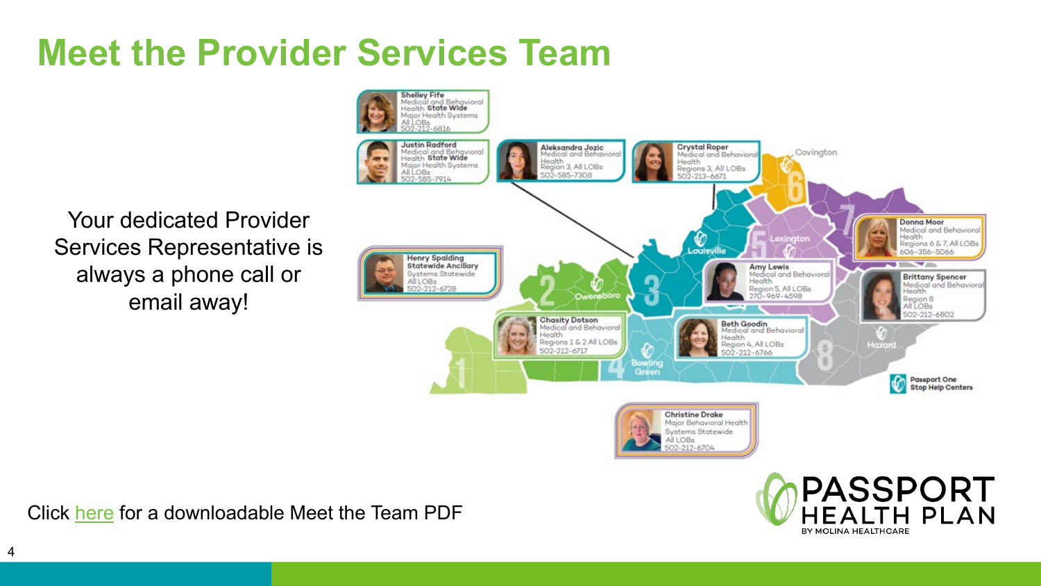# Meet the Provider Services Team

Your dedicated Provider Services Representative is always a phone call or email away!

**Shelley Fife**
Medical and Behavioral Health **State Wide**
Major Health Systems
All LOBs
502-212-6816

**Justin Radford**
Medical and Behavioral Health **State Wide**
Major Health Systems
All LOBs
502-585-7914

**Aleksandra Jozic**
Medical and Behavioral Health
Region 3, All LOBs
502-585-7308

**Crystal Roper**
Medical and Behavioral Health
Regions 3, All LOBs
502-213-6671

**Henry Spalding**
**Statewide Ancillary**
Systems Statewide
All LOBs
502-212-6728

**Donna Moor**
Medical and Behavioral Health
Regions 6 & 7, All LOBs
606-356-5066

**Amy Lewis**
Medical and Behavioral Health
Region 5, All LOBs
270-969-4598

**Brittany Spencer**
Medical and Behavioral Health
Region 8
All LOBs
502-212-6802

**Chasity Dotson**
Medical and Behavioral Health
Regions 1 & 2 All LOBs
502-212-6717

**Beth Goodin**
Medical and Behavioral Health
Region 4, All LOBs
502-212-6766

**Christine Drake**
Major Behavioral Health Systems Statewide
All LOBs
502-212-6704

Covington, Louisville, Lexington, Owensboro, Bowling Green, Hazard

Passport One Stop Help Centers

Click here for a downloadable Meet the Team PDF

PASSPORT HEALTH PLAN
BY MOLINA HEALTHCARE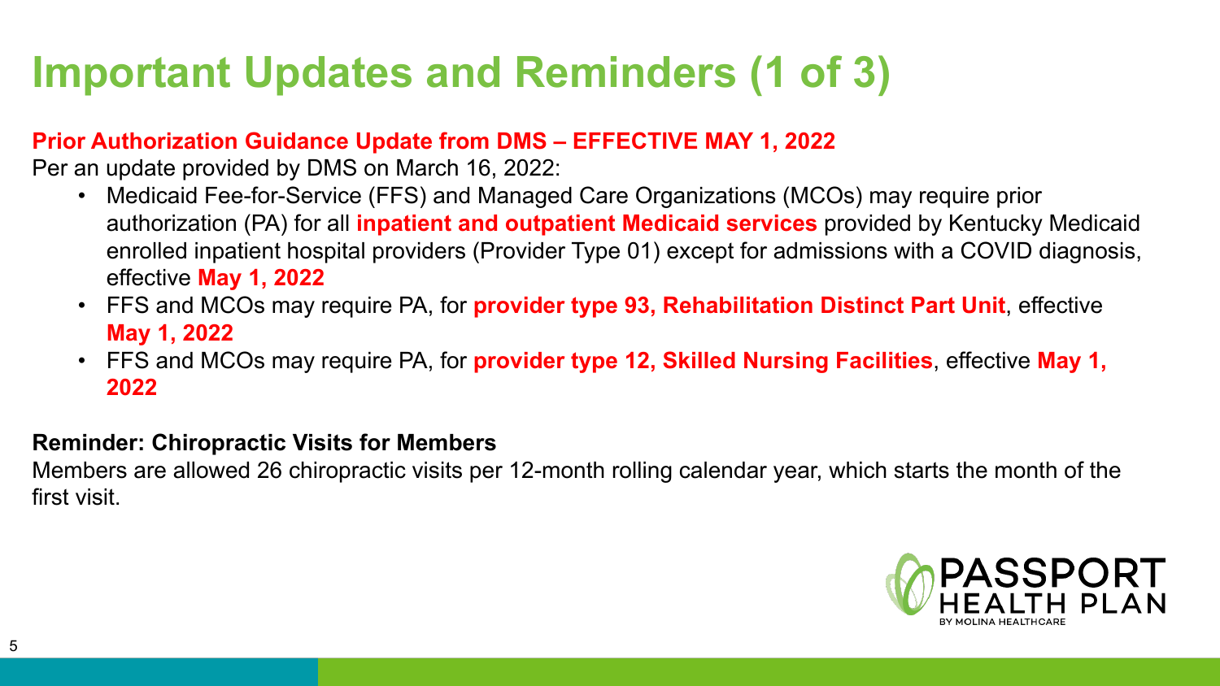# Important Updates and Reminders (1 of 3)

**Prior Authorization Guidance Update from DMS – EFFECTIVE MAY 1, 2022**

Per an update provided by DMS on March 16, 2022:

- Medicaid Fee-for-Service (FFS) and Managed Care Organizations (MCOs) may require prior authorization (PA) for all **inpatient and outpatient Medicaid services** provided by Kentucky Medicaid enrolled inpatient hospital providers (Provider Type 01) except for admissions with a COVID diagnosis, effective **May 1, 2022**
- FFS and MCOs may require PA, for **provider type 93, Rehabilitation Distinct Part Unit**, effective **May 1, 2022**
- FFS and MCOs may require PA, for **provider type 12, Skilled Nursing Facilities**, effective **May 1, 2022**

**Reminder: Chiropractic Visits for Members**

Members are allowed 26 chiropractic visits per 12-month rolling calendar year, which starts the month of the first visit.

PASSPORT HEALTH PLAN BY MOLINA HEALTHCARE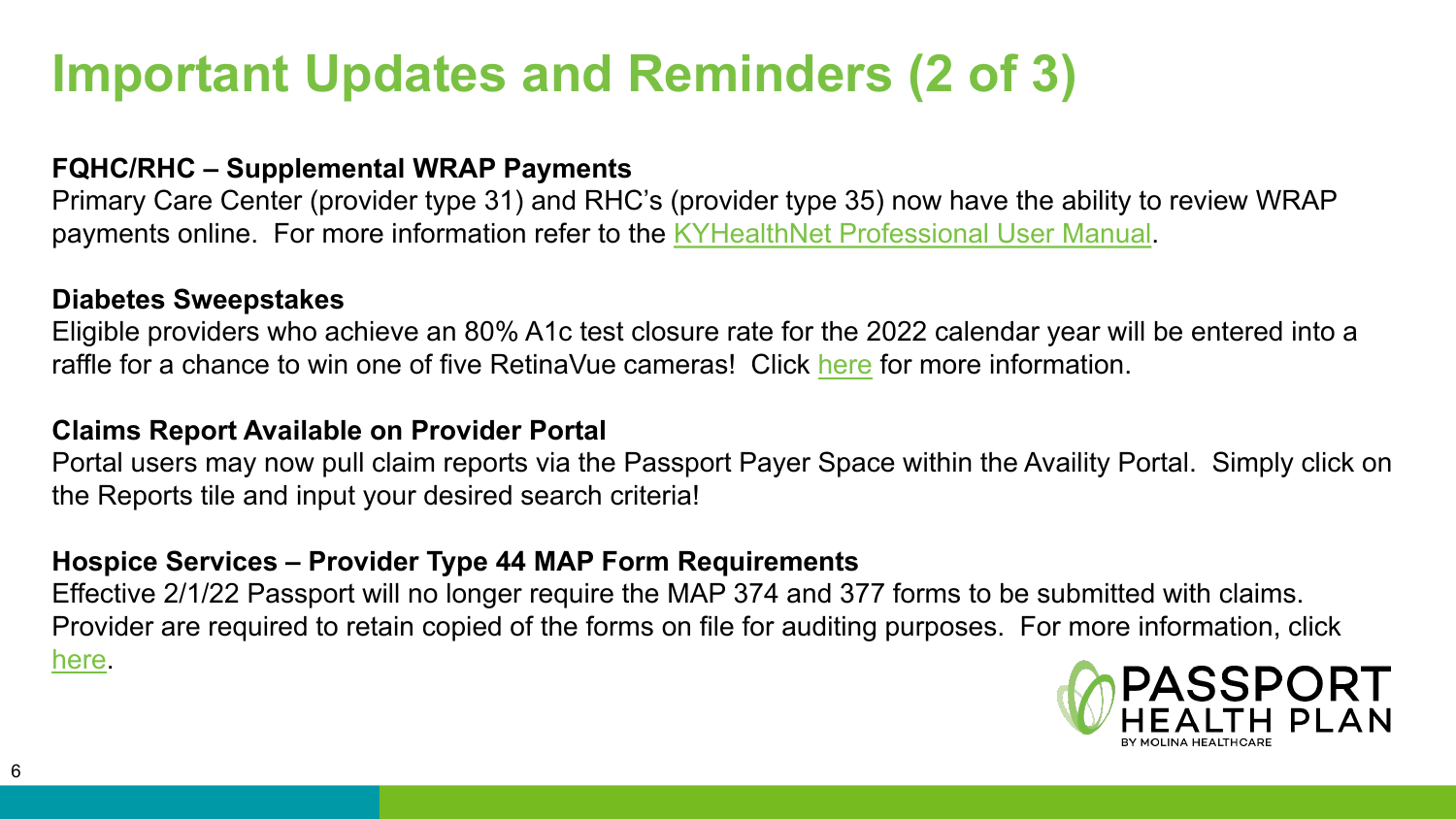# Important Updates and Reminders (2 of 3)

**FQHC/RHC – Supplemental WRAP Payments**

Primary Care Center (provider type 31) and RHC's (provider type 35) now have the ability to review WRAP payments online. For more information refer to the KYHealthNet Professional User Manual.

**Diabetes Sweepstakes**

Eligible providers who achieve an 80% A1c test closure rate for the 2022 calendar year will be entered into a raffle for a chance to win one of five RetinaVue cameras! Click here for more information.

**Claims Report Available on Provider Portal**

Portal users may now pull claim reports via the Passport Payer Space within the Availity Portal. Simply click on the Reports tile and input your desired search criteria!

**Hospice Services – Provider Type 44 MAP Form Requirements**

Effective 2/1/22 Passport will no longer require the MAP 374 and 377 forms to be submitted with claims. Provider are required to retain copied of the forms on file for auditing purposes. For more information, click here.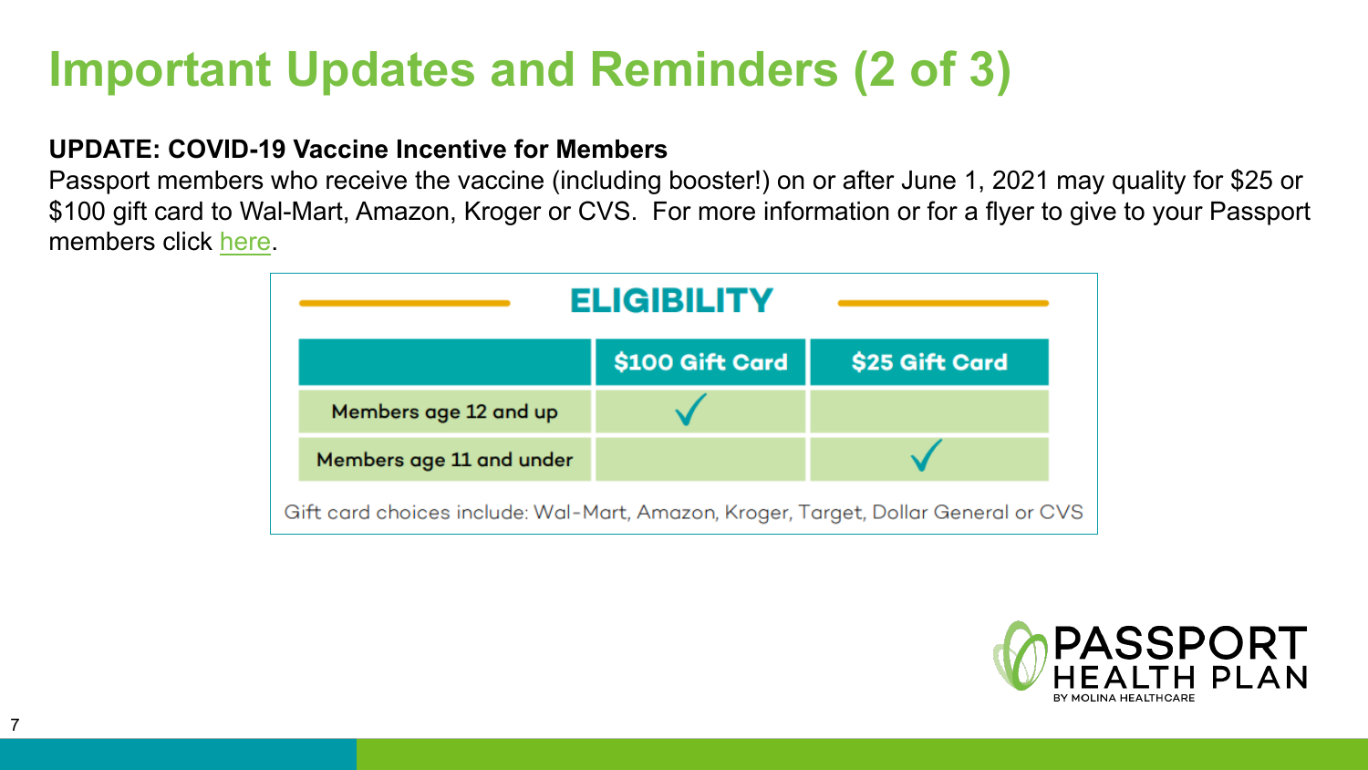# Important Updates and Reminders (2 of 3)

**UPDATE: COVID-19 Vaccine Incentive for Members**

Passport members who receive the vaccine (including booster!) on or after June 1, 2021 may quality for $25 or $100 gift card to Wal-Mart, Amazon, Kroger or CVS. For more information or for a flyer to give to your Passport members click here.

**ELIGIBILITY**

| | $100 Gift Card | $25 Gift Card |
|---|---|---|
| Members age 12 and up | ✓ | |
| Members age 11 and under | | ✓ |

Gift card choices include: Wal-Mart, Amazon, Kroger, Target, Dollar General or CVS

PASSPORT HEALTH PLAN BY MOLINA HEALTHCARE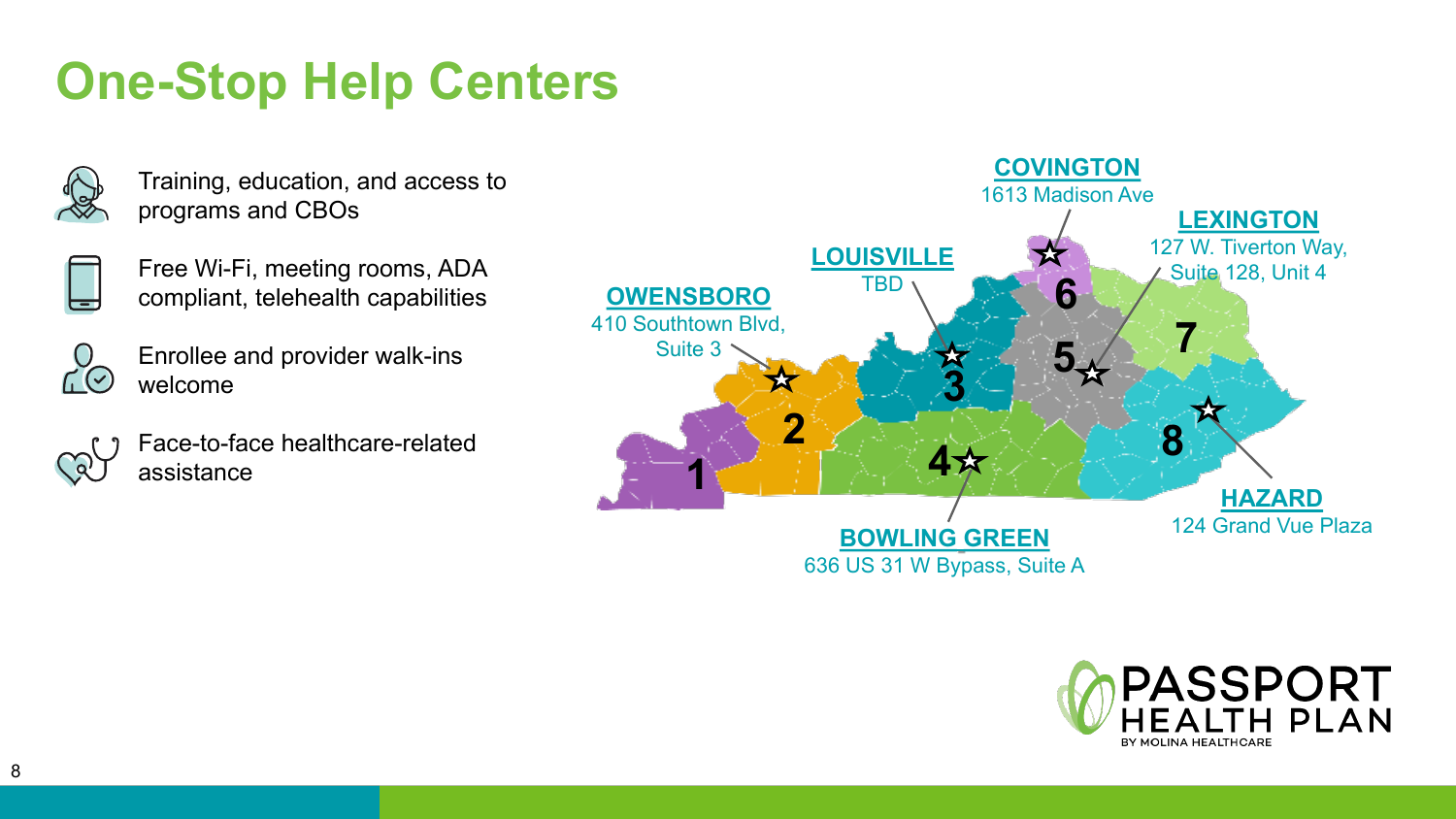# One-Stop Help Centers

- Training, education, and access to programs and CBOs
- Free Wi-Fi, meeting rooms, ADA compliant, telehealth capabilities
- Enrollee and provider walk-ins welcome
- Face-to-face healthcare-related assistance

**OWENSBORO**
410 Southtown Blvd, Suite 3

**LOUISVILLE**
TBD

**COVINGTON**
1613 Madison Ave

**LEXINGTON**
127 W. Tiverton Way, Suite 128, Unit 4

**HAZARD**
124 Grand Vue Plaza

**BOWLING GREEN**
636 US 31 W Bypass, Suite A

1 2 3 4 5 6 7 8

PASSPORT HEALTH PLAN
BY MOLINA HEALTHCARE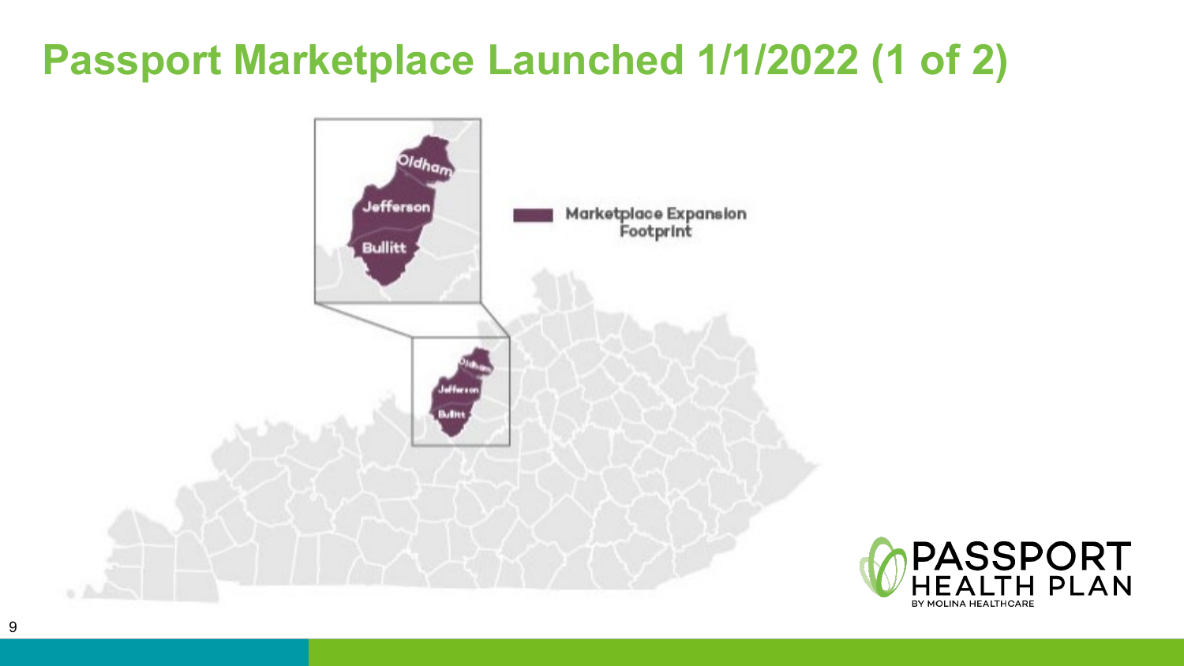# Passport Marketplace Launched 1/1/2022 (1 of 2)

Marketplace Expansion Footprint

Oldham

Jefferson

Bullitt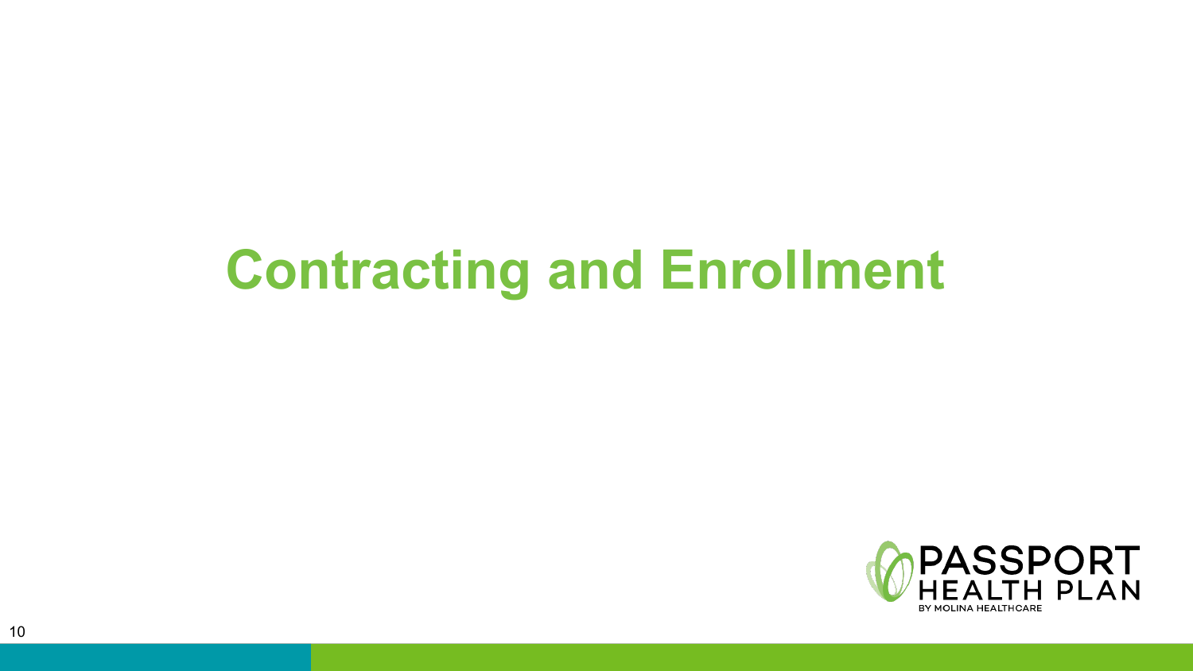# Contracting and Enrollment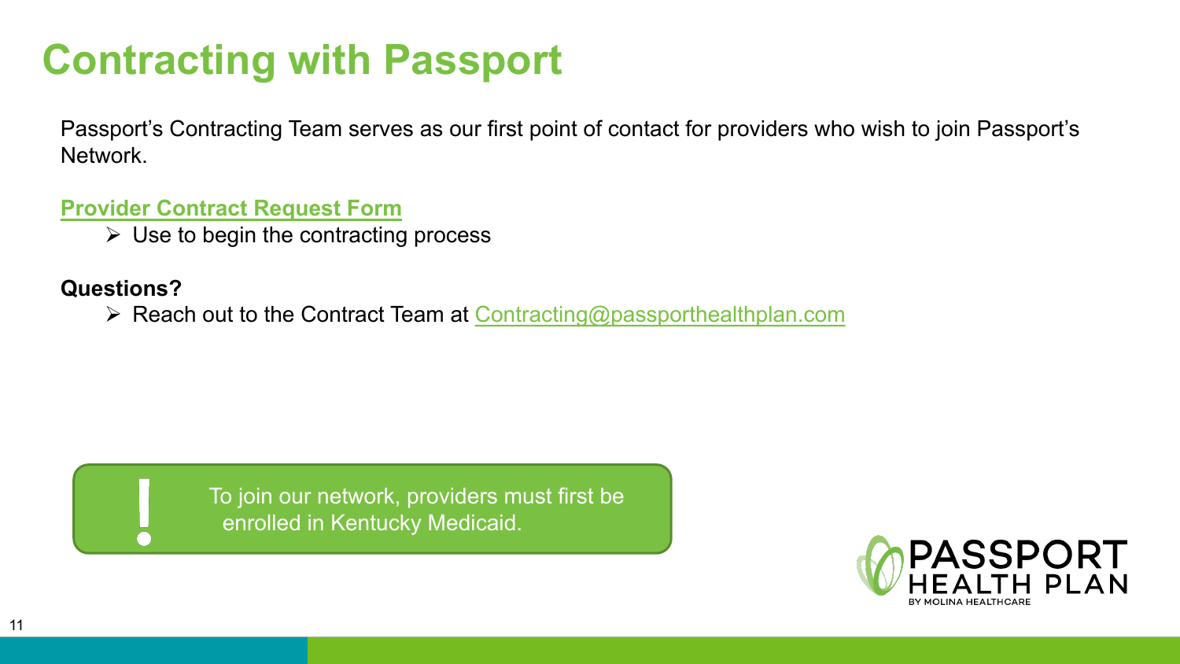# Contracting with Passport

Passport's Contracting Team serves as our first point of contact for providers who wish to join Passport's Network.

**Provider Contract Request Form**

- Use to begin the contracting process

**Questions?**

- Reach out to the Contract Team at Contracting@passporthealthplan.com

> **!** To join our network, providers must first be enrolled in Kentucky Medicaid.

PASSPORT HEALTH PLAN BY MOLINA HEALTHCARE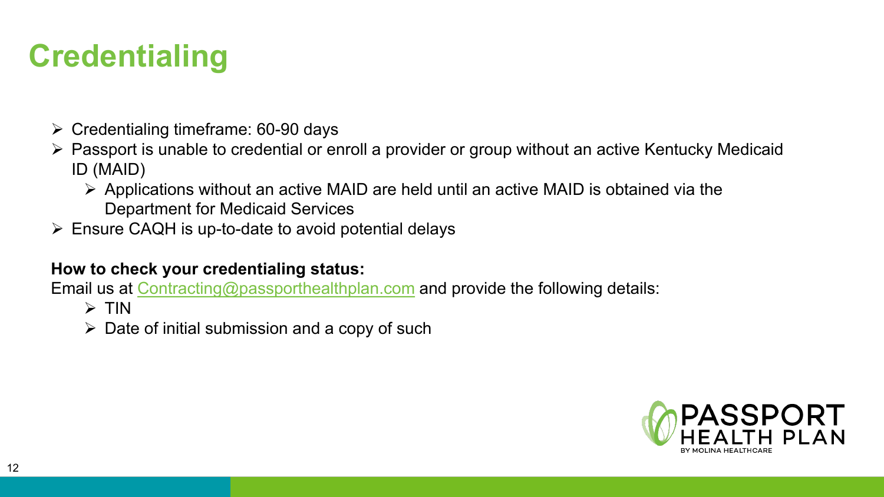# Credentialing

- Credentialing timeframe: 60-90 days
- Passport is unable to credential or enroll a provider or group without an active Kentucky Medicaid ID (MAID)
  - Applications without an active MAID are held until an active MAID is obtained via the Department for Medicaid Services
- Ensure CAQH is up-to-date to avoid potential delays

**How to check your credentialing status:**

Email us at Contracting@passporthealthplan.com and provide the following details:

- TIN
- Date of initial submission and a copy of such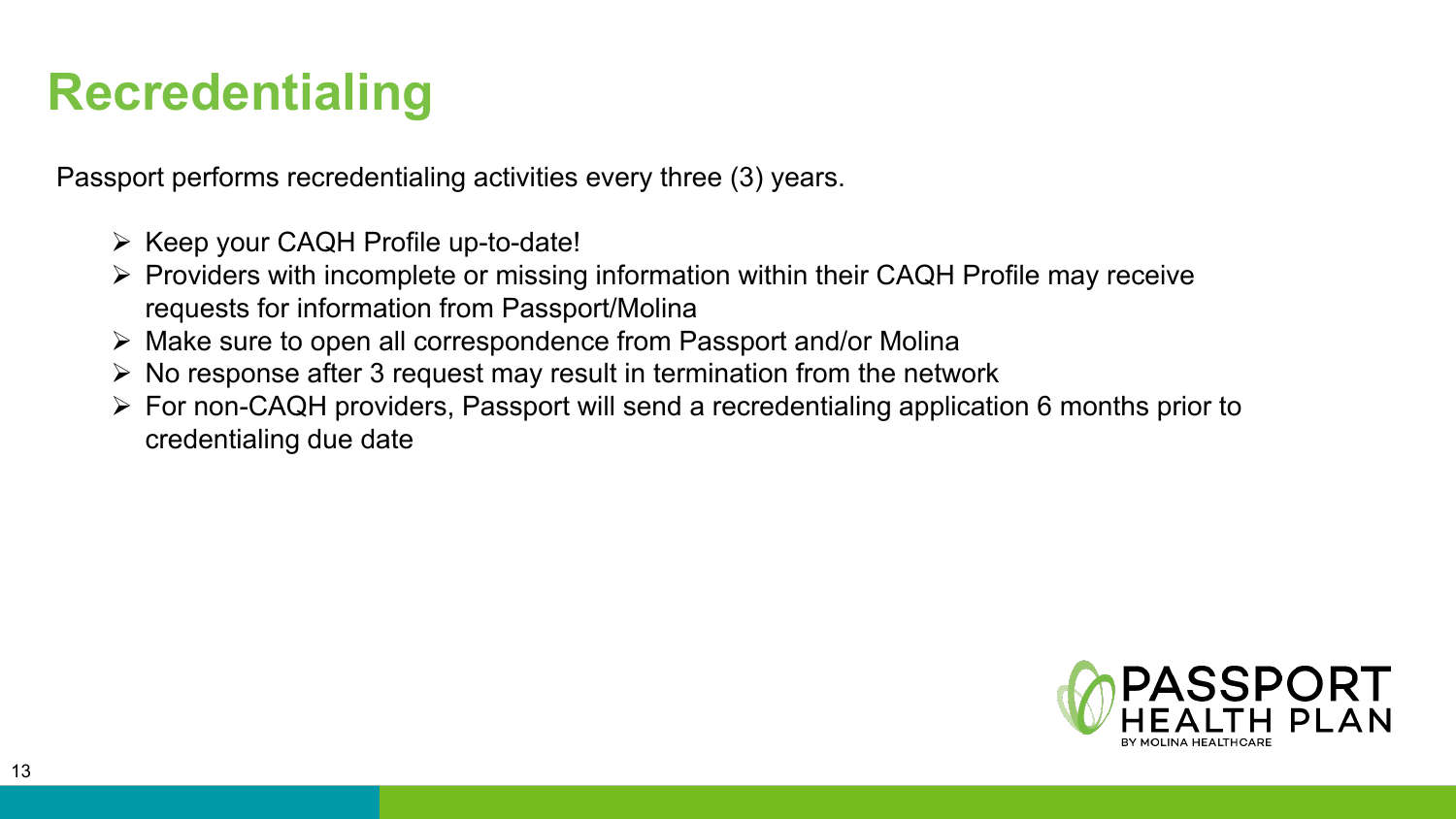# Recredentialing

Passport performs recredentialing activities every three (3) years.

- Keep your CAQH Profile up-to-date!
- Providers with incomplete or missing information within their CAQH Profile may receive requests for information from Passport/Molina
- Make sure to open all correspondence from Passport and/or Molina
- No response after 3 request may result in termination from the network
- For non-CAQH providers, Passport will send a recredentialing application 6 months prior to credentialing due date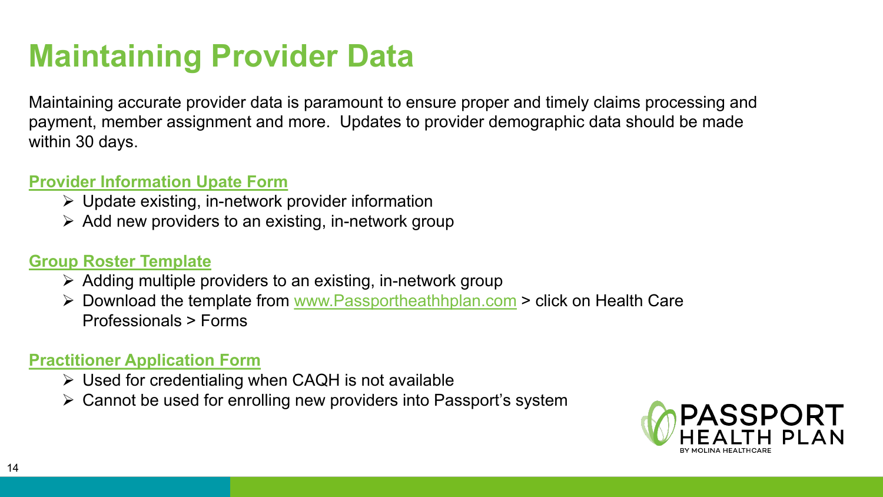# Maintaining Provider Data

Maintaining accurate provider data is paramount to ensure proper and timely claims processing and payment, member assignment and more. Updates to provider demographic data should be made within 30 days.

**Provider Information Upate Form**

- Update existing, in-network provider information
- Add new providers to an existing, in-network group

**Group Roster Template**

- Adding multiple providers to an existing, in-network group
- Download the template from www.Passportheathhplan.com > click on Health Care Professionals > Forms

**Practitioner Application Form**

- Used for credentialing when CAQH is not available
- Cannot be used for enrolling new providers into Passport's system

PASSPORT HEALTH PLAN BY MOLINA HEALTHCARE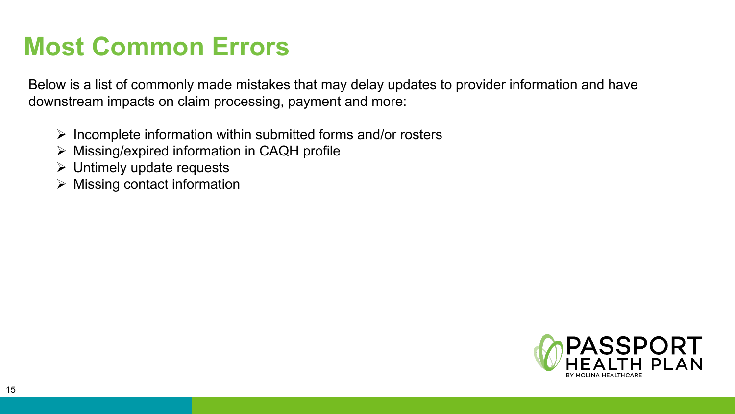# Most Common Errors

Below is a list of commonly made mistakes that may delay updates to provider information and have downstream impacts on claim processing, payment and more:

- Incomplete information within submitted forms and/or rosters
- Missing/expired information in CAQH profile
- Untimely update requests
- Missing contact information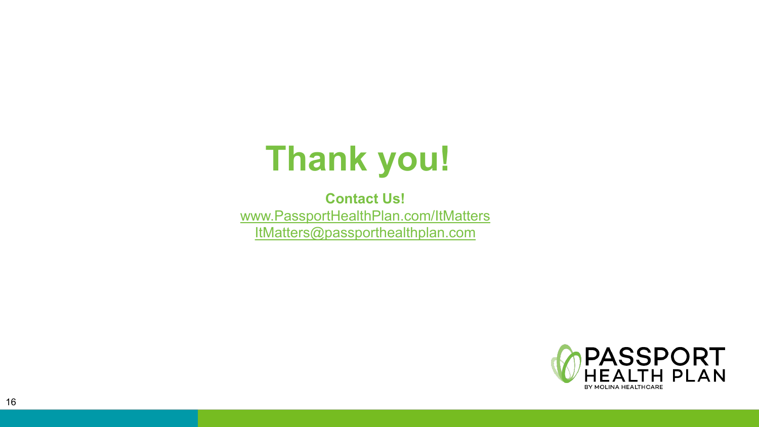# Thank you!

**Contact Us!**

www.PassportHealthPlan.com/ItMatters

ItMatters@passporthealthplan.com

PASSPORT HEALTH PLAN

BY MOLINA HEALTHCARE